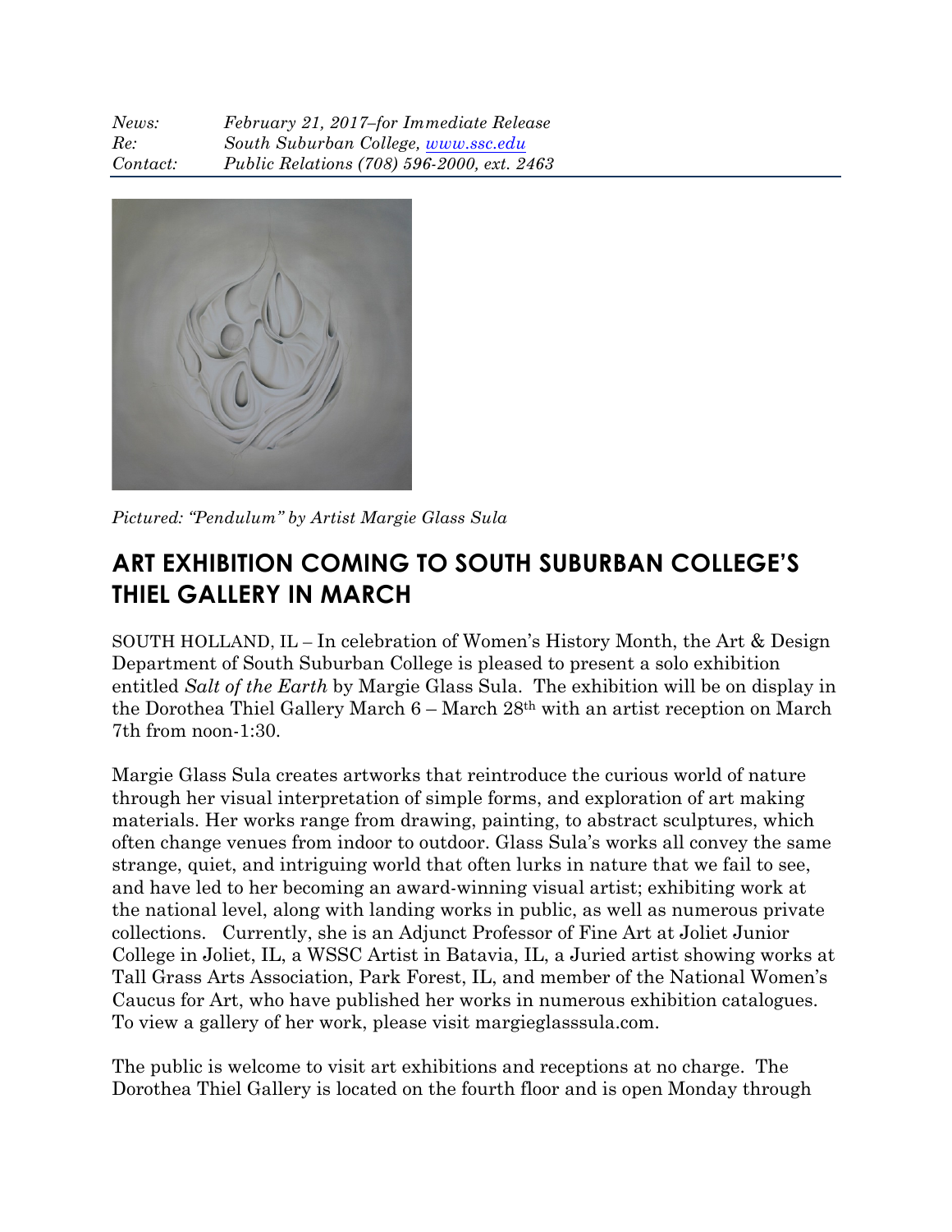*News:* *February 21, 2017–for Immediate Release*
*Re:* *South Suburban College, www.ssc.edu*
*Contact:* *Public Relations (708) 596-2000, ext. 2463*

*Pictured: "Pendulum" by Artist Margie Glass Sula*

# ART EXHIBITION COMING TO SOUTH SUBURBAN COLLEGE'S THIEL GALLERY IN MARCH

SOUTH HOLLAND, IL – In celebration of Women's History Month, the Art & Design Department of South Suburban College is pleased to present a solo exhibition entitled *Salt of the Earth* by Margie Glass Sula. The exhibition will be on display in the Dorothea Thiel Gallery March 6 – March 28th with an artist reception on March 7th from noon-1:30.

Margie Glass Sula creates artworks that reintroduce the curious world of nature through her visual interpretation of simple forms, and exploration of art making materials. Her works range from drawing, painting, to abstract sculptures, which often change venues from indoor to outdoor. Glass Sula's works all convey the same strange, quiet, and intriguing world that often lurks in nature that we fail to see, and have led to her becoming an award-winning visual artist; exhibiting work at the national level, along with landing works in public, as well as numerous private collections. Currently, she is an Adjunct Professor of Fine Art at Joliet Junior College in Joliet, IL, a WSSC Artist in Batavia, IL, a Juried artist showing works at Tall Grass Arts Association, Park Forest, IL, and member of the National Women's Caucus for Art, who have published her works in numerous exhibition catalogues. To view a gallery of her work, please visit margieglasssula.com.

The public is welcome to visit art exhibitions and receptions at no charge. The Dorothea Thiel Gallery is located on the fourth floor and is open Monday through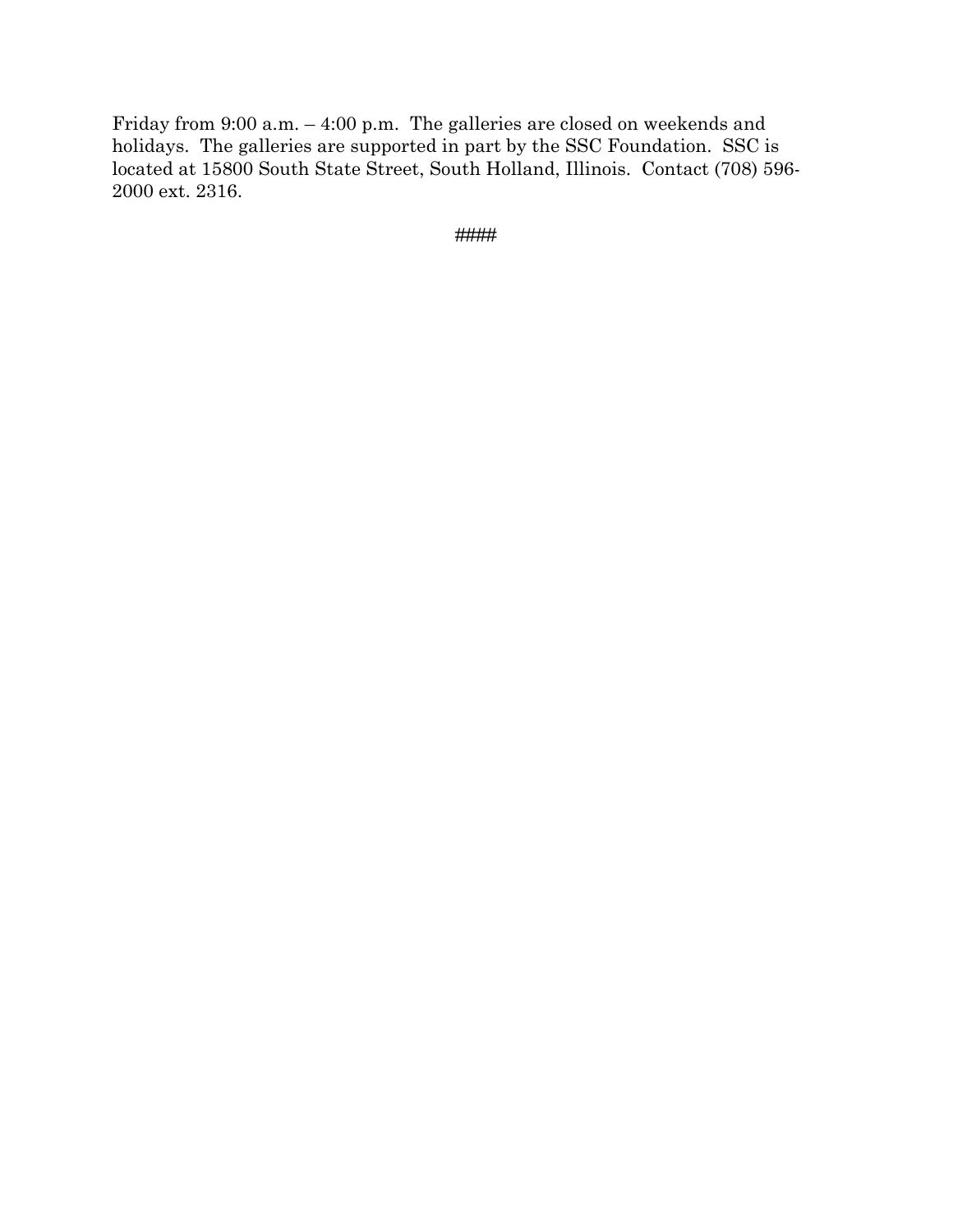Friday from 9:00 a.m. – 4:00 p.m. The galleries are closed on weekends and holidays. The galleries are supported in part by the SSC Foundation. SSC is located at 15800 South State Street, South Holland, Illinois. Contact (708) 596-2000 ext. 2316.

####